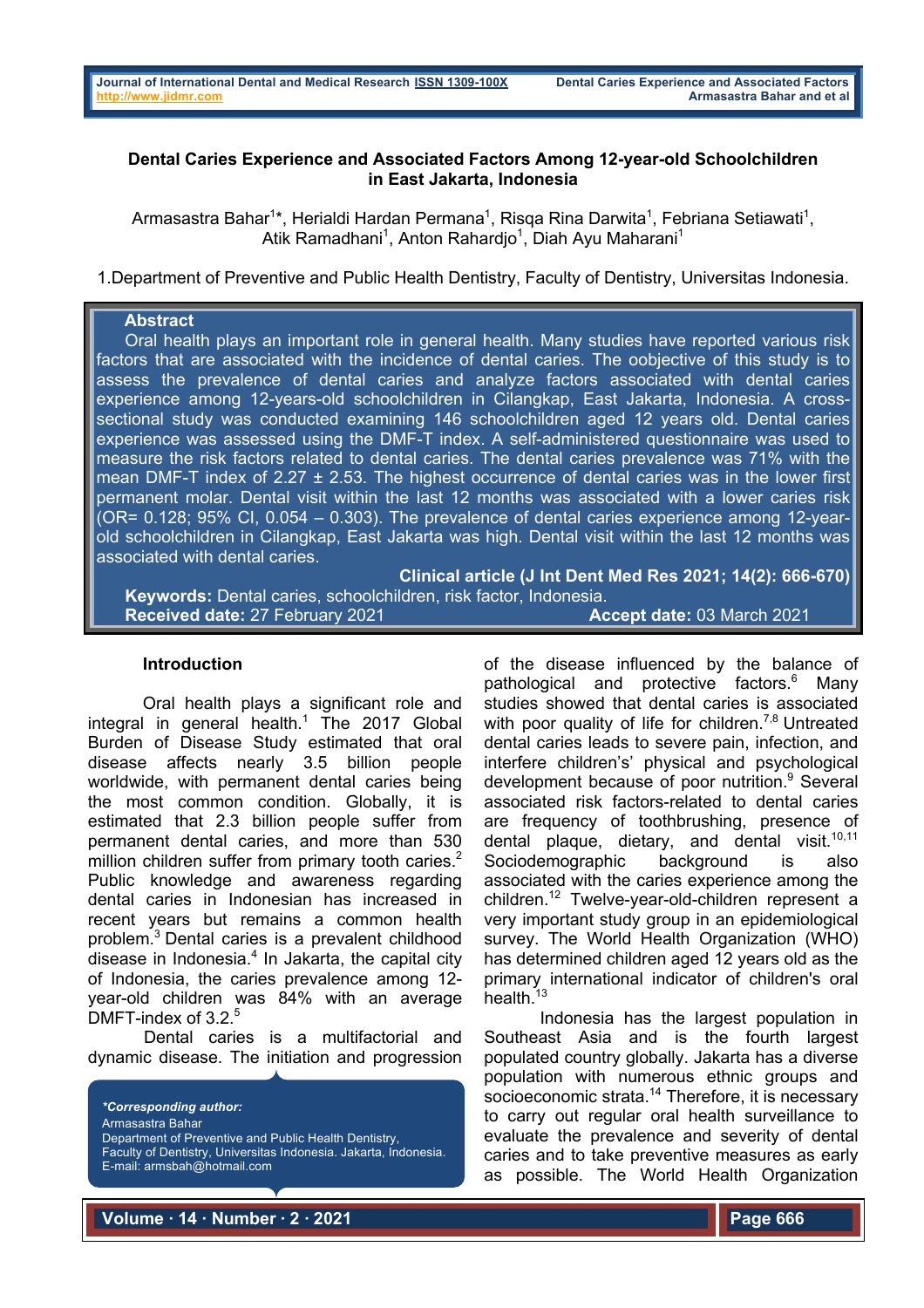# Dental Caries Experience and Associated Factors Among 12-year-old Schoolchildren in East Jakarta, Indonesia

Armasastra Bahar[1]*, Herialdi Hardan Permana[1], Risqa Rina Darwita[1], Febriana Setiawati[1], Atik Ramadhani[1], Anton Rahardjo[1], Diah Ayu Maharani[1]

1.Department of Preventive and Public Health Dentistry, Faculty of Dentistry, Universitas Indonesia.

## Abstract

Oral health plays an important role in general health. Many studies have reported various risk factors that are associated with the incidence of dental caries. The oobjective of this study is to assess the prevalence of dental caries and analyze factors associated with dental caries experience among 12-years-old schoolchildren in Cilangkap, East Jakarta, Indonesia. A cross-sectional study was conducted examining 146 schoolchildren aged 12 years old. Dental caries experience was assessed using the DMF-T index. A self-administered questionnaire was used to measure the risk factors related to dental caries. The dental caries prevalence was 71% with the mean DMF-T index of 2.27 ± 2.53. The highest occurrence of dental caries was in the lower first permanent molar. Dental visit within the last 12 months was associated with a lower caries risk (OR= 0.128; 95% CI, 0.054 – 0.303). The prevalence of dental caries experience among 12-year-old schoolchildren in Cilangkap, East Jakarta was high. Dental visit within the last 12 months was associated with dental caries.

**Clinical article (J Int Dent Med Res 2021; 14(2): 666-670)**

**Keywords:** Dental caries, schoolchildren, risk factor, Indonesia.

**Received date:** 27 February 2021 **Accept date:** 03 March 2021

## Introduction

Oral health plays a significant role and integral in general health.[1] The 2017 Global Burden of Disease Study estimated that oral disease affects nearly 3.5 billion people worldwide, with permanent dental caries being the most common condition. Globally, it is estimated that 2.3 billion people suffer from permanent dental caries, and more than 530 million children suffer from primary tooth caries.[2] Public knowledge and awareness regarding dental caries in Indonesian has increased in recent years but remains a common health problem.[3] Dental caries is a prevalent childhood disease in Indonesia.[4] In Jakarta, the capital city of Indonesia, the caries prevalence among 12-year-old children was 84% with an average DMFT-index of 3.2.[5]

Dental caries is a multifactorial and dynamic disease. The initiation and progression of the disease influenced by the balance of pathological and protective factors.[6] Many studies showed that dental caries is associated with poor quality of life for children.[7,8] Untreated dental caries leads to severe pain, infection, and interfere children's' physical and psychological development because of poor nutrition.[9] Several associated risk factors-related to dental caries are frequency of toothbrushing, presence of dental plaque, dietary, and dental visit.[10,11] Sociodemographic background is also associated with the caries experience among the children.[12] Twelve-year-old-children represent a very important study group in an epidemiological survey. The World Health Organization (WHO) has determined children aged 12 years old as the primary international indicator of children's oral health.[13]

Indonesia has the largest population in Southeast Asia and is the fourth largest populated country globally. Jakarta has a diverse population with numerous ethnic groups and socioeconomic strata.[14] Therefore, it is necessary to carry out regular oral health surveillance to evaluate the prevalence and severity of dental caries and to take preventive measures as early as possible. The World Health Organization

***Corresponding author:**
Armasastra Bahar
Department of Preventive and Public Health Dentistry,
Faculty of Dentistry, Universitas Indonesia. Jakarta, Indonesia.
E-mail: armsbah@hotmail.com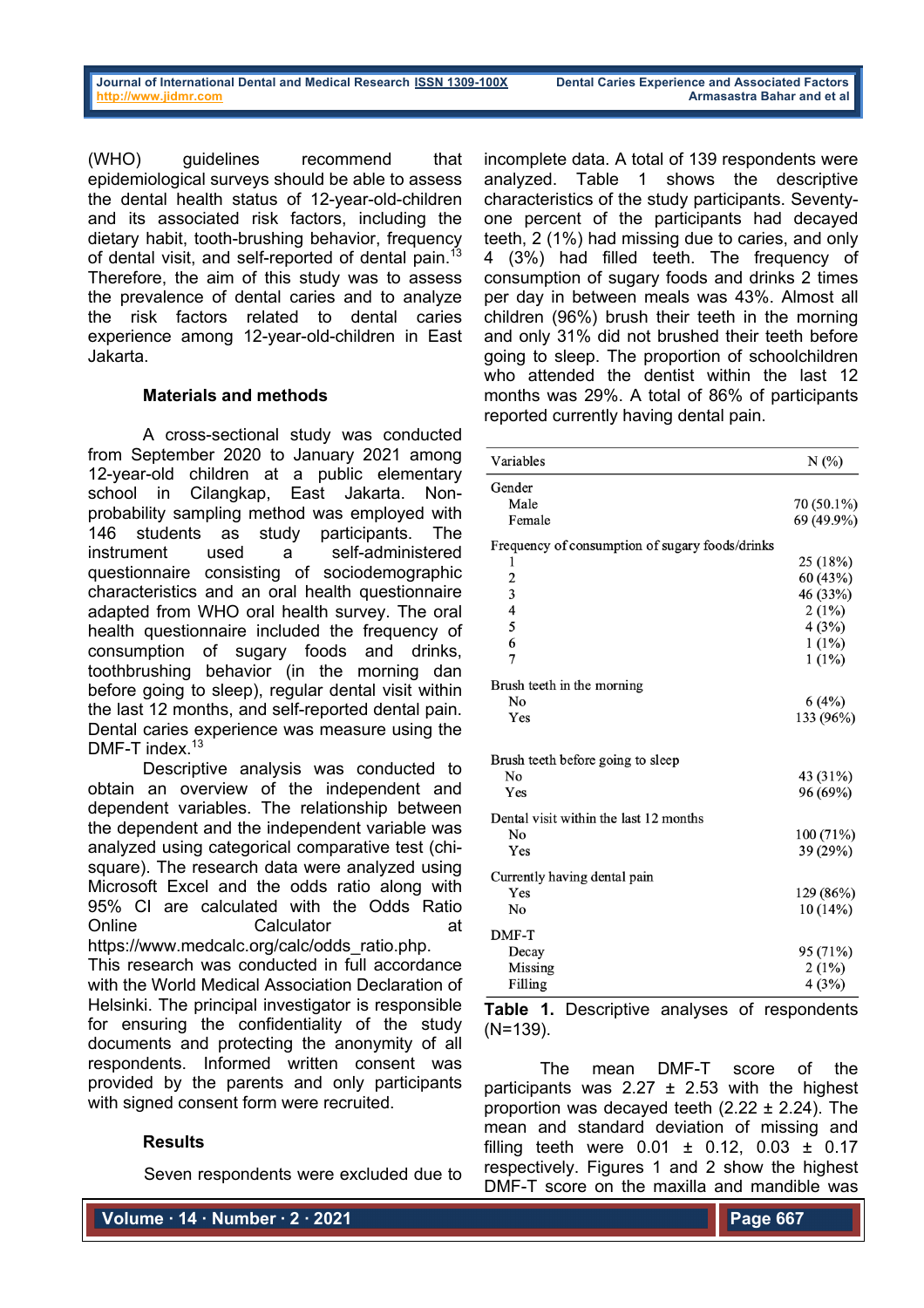(WHO) guidelines recommend that epidemiological surveys should be able to assess the dental health status of 12-year-old-children and its associated risk factors, including the dietary habit, tooth-brushing behavior, frequency of dental visit, and self-reported of dental pain.[13] Therefore, the aim of this study was to assess the prevalence of dental caries and to analyze the risk factors related to dental caries experience among 12-year-old-children in East Jakarta.

## Materials and methods

A cross-sectional study was conducted from September 2020 to January 2021 among 12-year-old children at a public elementary school in Cilangkap, East Jakarta. Non-probability sampling method was employed with 146 students as study participants. The instrument used a self-administered questionnaire consisting of sociodemographic characteristics and an oral health questionnaire adapted from WHO oral health survey. The oral health questionnaire included the frequency of consumption of sugary foods and drinks, toothbrushing behavior (in the morning dan before going to sleep), regular dental visit within the last 12 months, and self-reported dental pain. Dental caries experience was measure using the DMF-T index.[13]

Descriptive analysis was conducted to obtain an overview of the independent and dependent variables. The relationship between the dependent and the independent variable was analyzed using categorical comparative test (chi-square). The research data were analyzed using Microsoft Excel and the odds ratio along with 95% CI are calculated with the Odds Ratio Online Calculator at https://www.medcalc.org/calc/odds_ratio.php. This research was conducted in full accordance with the World Medical Association Declaration of Helsinki. The principal investigator is responsible for ensuring the confidentiality of the study documents and protecting the anonymity of all respondents. Informed written consent was provided by the parents and only participants with signed consent form were recruited.

## Results

Seven respondents were excluded due to incomplete data. A total of 139 respondents were analyzed. Table 1 shows the descriptive characteristics of the study participants. Seventy-one percent of the participants had decayed teeth, 2 (1%) had missing due to caries, and only 4 (3%) had filled teeth. The frequency of consumption of sugary foods and drinks 2 times per day in between meals was 43%. Almost all children (96%) brush their teeth in the morning and only 31% did not brushed their teeth before going to sleep. The proportion of schoolchildren who attended the dentist within the last 12 months was 29%. A total of 86% of participants reported currently having dental pain.

| Variables | N (%) |
|---|---|
| Gender | |
| Male | 70 (50.1%) |
| Female | 69 (49.9%) |
| Frequency of consumption of sugary foods/drinks | |
| 1 | 25 (18%) |
| 2 | 60 (43%) |
| 3 | 46 (33%) |
| 4 | 2 (1%) |
| 5 | 4 (3%) |
| 6 | 1 (1%) |
| 7 | 1 (1%) |
| Brush teeth in the morning | |
| No | 6 (4%) |
| Yes | 133 (96%) |
| Brush teeth before going to sleep | |
| No | 43 (31%) |
| Yes | 96 (69%) |
| Dental visit within the last 12 months | |
| No | 100 (71%) |
| Yes | 39 (29%) |
| Currently having dental pain | |
| Yes | 129 (86%) |
| No | 10 (14%) |
| DMF-T | |
| Decay | 95 (71%) |
| Missing | 2 (1%) |
| Filling | 4 (3%) |

**Table 1.** Descriptive analyses of respondents (N=139).

The mean DMF-T score of the participants was 2.27 ± 2.53 with the highest proportion was decayed teeth (2.22 ± 2.24). The mean and standard deviation of missing and filling teeth were 0.01 ± 0.12, 0.03 ± 0.17 respectively. Figures 1 and 2 show the highest DMF-T score on the maxilla and mandible was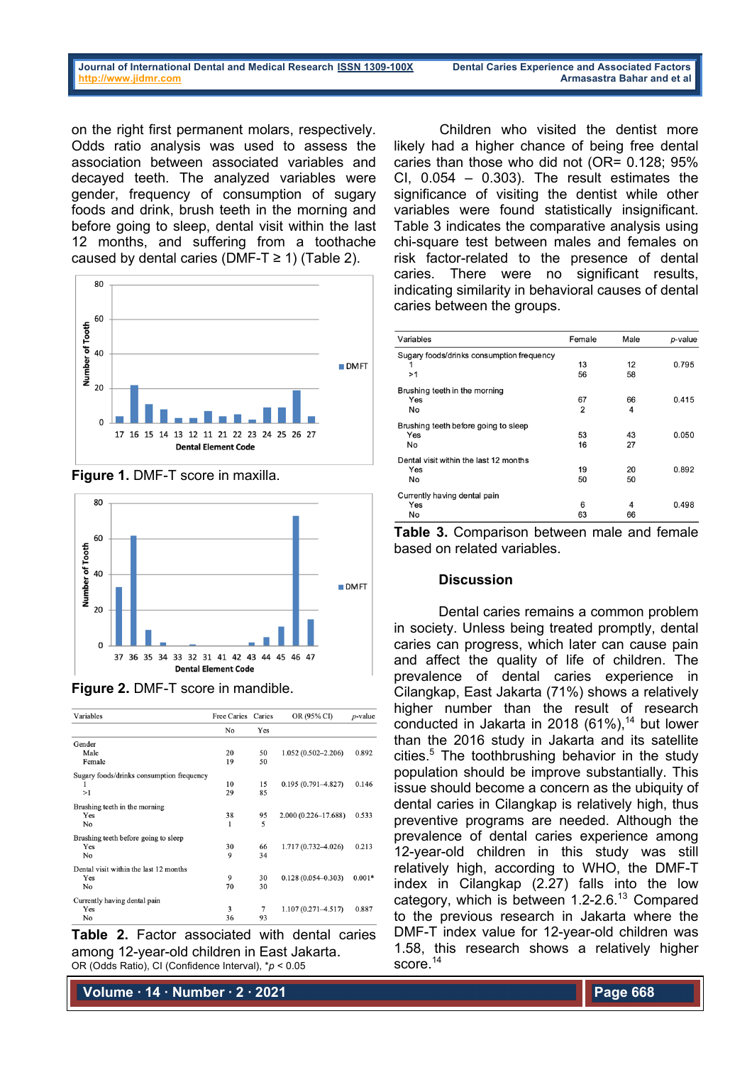on the right first permanent molars, respectively. Odds ratio analysis was used to assess the association between associated variables and decayed teeth. The analyzed variables were gender, frequency of consumption of sugary foods and drink, brush teeth in the morning and before going to sleep, dental visit within the last 12 months, and suffering from a toothache caused by dental caries (DMF-T ≥ 1) (Table 2).

**Figure 1.** DMF-T score in maxilla.

**Figure 2.** DMF-T score in mandible.

| Variables | Free Caries | Caries | OR (95% CI) | *p*-value |
|---|---|---|---|---|
| | No | Yes | | |
| Gender | | | | |
| Male | 20 | 50 | 1.052 (0.502–2.206) | 0.892 |
| Female | 19 | 50 | | |
| Sugary foods/drinks consumption frequency | | | | |
| 1 | 10 | 15 | 0.195 (0.791–4.827) | 0.146 |
| >1 | 29 | 85 | | |
| Brushing teeth in the morning | | | | |
| Yes | 38 | 95 | 2.000 (0.226–17.688) | 0.533 |
| No | 1 | 5 | | |
| Brushing teeth before going to sleep | | | | |
| Yes | 30 | 66 | 1.717 (0.732–4.026) | 0.213 |
| No | 9 | 34 | | |
| Dental visit within the last 12 months | | | | |
| Yes | 9 | 30 | 0.128 (0.054–0.303) | 0.001* |
| No | 70 | 30 | | |
| Currently having dental pain | | | | |
| Yes | 3 | 7 | 1.107 (0.271–4.517) | 0.887 |
| No | 36 | 93 | | |

**Table 2.** Factor associated with dental caries among 12-year-old children in East Jakarta.
OR (Odds Ratio), CI (Confidence Interval), *$p < 0.05$

Children who visited the dentist more likely had a higher chance of being free dental caries than those who did not (OR= 0.128; 95% CI, 0.054 – 0.303). The result estimates the significance of visiting the dentist while other variables were found statistically insignificant. Table 3 indicates the comparative analysis using chi-square test between males and females on risk factor-related to the presence of dental caries. There were no significant results, indicating similarity in behavioral causes of dental caries between the groups.

| Variables | Female | Male | *p*-value |
|---|---|---|---|
| Sugary foods/drinks consumption frequency | | | |
| 1 | 13 | 12 | 0.795 |
| >1 | 56 | 58 | |
| Brushing teeth in the morning | | | |
| Yes | 67 | 66 | 0.415 |
| No | 2 | 4 | |
| Brushing teeth before going to sleep | | | |
| Yes | 53 | 43 | 0.050 |
| No | 16 | 27 | |
| Dental visit within the last 12 months | | | |
| Yes | 19 | 20 | 0.892 |
| No | 50 | 50 | |
| Currently having dental pain | | | |
| Yes | 6 | 4 | 0.498 |
| No | 63 | 66 | |

**Table 3.** Comparison between male and female based on related variables.

## Discussion

Dental caries remains a common problem in society. Unless being treated promptly, dental caries can progress, which later can cause pain and affect the quality of life of children. The prevalence of dental caries experience in Cilangkap, East Jakarta (71%) shows a relatively higher number than the result of research conducted in Jakarta in 2018 (61%),[14] but lower than the 2016 study in Jakarta and its satellite cities.[5] The toothbrushing behavior in the study population should be improve substantially. This issue should become a concern as the ubiquity of dental caries in Cilangkap is relatively high, thus preventive programs are needed. Although the prevalence of dental caries experience among 12-year-old children in this study was still relatively high, according to WHO, the DMF-T index in Cilangkap (2.27) falls into the low category, which is between 1.2-2.6.[13] Compared to the previous research in Jakarta where the DMF-T index value for 12-year-old children was 1.58, this research shows a relatively higher score.[14]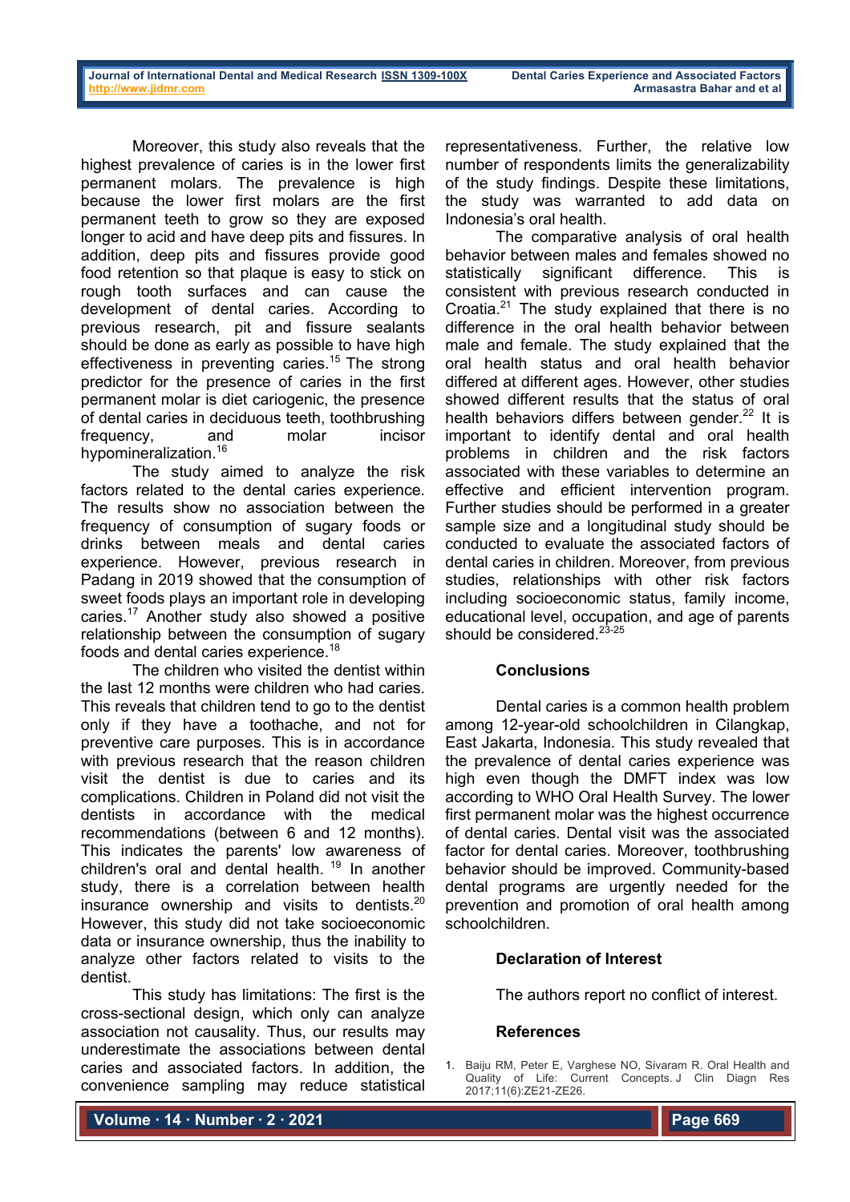Moreover, this study also reveals that the highest prevalence of caries is in the lower first permanent molars. The prevalence is high because the lower first molars are the first permanent teeth to grow so they are exposed longer to acid and have deep pits and fissures. In addition, deep pits and fissures provide good food retention so that plaque is easy to stick on rough tooth surfaces and can cause the development of dental caries. According to previous research, pit and fissure sealants should be done as early as possible to have high effectiveness in preventing caries.[15] The strong predictor for the presence of caries in the first permanent molar is diet cariogenic, the presence of dental caries in deciduous teeth, toothbrushing frequency, and molar incisor hypomineralization.[16]

The study aimed to analyze the risk factors related to the dental caries experience. The results show no association between the frequency of consumption of sugary foods or drinks between meals and dental caries experience. However, previous research in Padang in 2019 showed that the consumption of sweet foods plays an important role in developing caries.[17] Another study also showed a positive relationship between the consumption of sugary foods and dental caries experience.[18]

The children who visited the dentist within the last 12 months were children who had caries. This reveals that children tend to go to the dentist only if they have a toothache, and not for preventive care purposes. This is in accordance with previous research that the reason children visit the dentist is due to caries and its complications. Children in Poland did not visit the dentists in accordance with the medical recommendations (between 6 and 12 months). This indicates the parents' low awareness of children's oral and dental health.[19] In another study, there is a correlation between health insurance ownership and visits to dentists.[20] However, this study did not take socioeconomic data or insurance ownership, thus the inability to analyze other factors related to visits to the dentist.

This study has limitations: The first is the cross-sectional design, which only can analyze association not causality. Thus, our results may underestimate the associations between dental caries and associated factors. In addition, the convenience sampling may reduce statistical representativeness. Further, the relative low number of respondents limits the generalizability of the study findings. Despite these limitations, the study was warranted to add data on Indonesia's oral health.

The comparative analysis of oral health behavior between males and females showed no statistically significant difference. This is consistent with previous research conducted in Croatia.[21] The study explained that there is no difference in the oral health behavior between male and female. The study explained that the oral health status and oral health behavior differed at different ages. However, other studies showed different results that the status of oral health behaviors differs between gender.[22] It is important to identify dental and oral health problems in children and the risk factors associated with these variables to determine an effective and efficient intervention program. Further studies should be performed in a greater sample size and a longitudinal study should be conducted to evaluate the associated factors of dental caries in children. Moreover, from previous studies, relationships with other risk factors including socioeconomic status, family income, educational level, occupation, and age of parents should be considered.[23-25]

## Conclusions

Dental caries is a common health problem among 12-year-old schoolchildren in Cilangkap, East Jakarta, Indonesia. This study revealed that the prevalence of dental caries experience was high even though the DMFT index was low according to WHO Oral Health Survey. The lower first permanent molar was the highest occurrence of dental caries. Dental visit was the associated factor for dental caries. Moreover, toothbrushing behavior should be improved. Community-based dental programs are urgently needed for the prevention and promotion of oral health among schoolchildren.

## Declaration of Interest

The authors report no conflict of interest.

## References

1. Baiju RM, Peter E, Varghese NO, Sivaram R. Oral Health and Quality of Life: Current Concepts. J Clin Diagn Res 2017;11(6):ZE21-ZE26.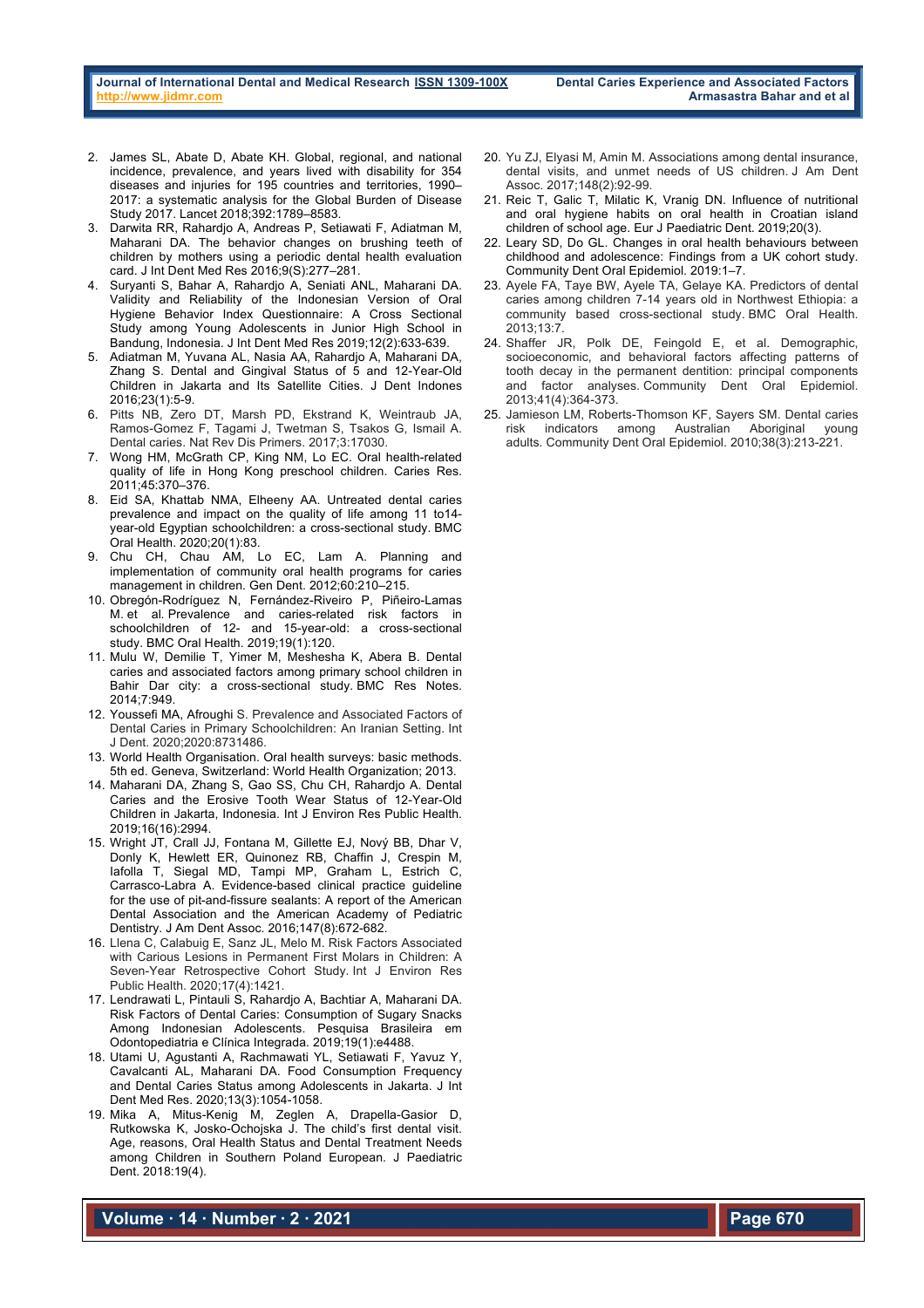2. James SL, Abate D, Abate KH. Global, regional, and national incidence, prevalence, and years lived with disability for 354 diseases and injuries for 195 countries and territories, 1990–2017: a systematic analysis for the Global Burden of Disease Study 2017. Lancet 2018;392:1789–8583.
3. Darwita RR, Rahardjo A, Andreas P, Setiawati F, Adiatman M, Maharani DA. The behavior changes on brushing teeth of children by mothers using a periodic dental health evaluation card. J Int Dent Med Res 2016;9(S):277–281.
4. Suryanti S, Bahar A, Rahardjo A, Seniati ANL, Maharani DA. Validity and Reliability of the Indonesian Version of Oral Hygiene Behavior Index Questionnaire: A Cross Sectional Study among Young Adolescents in Junior High School in Bandung, Indonesia. J Int Dent Med Res 2019;12(2):633-639.
5. Adiatman M, Yuvana AL, Nasia AA, Rahardjo A, Maharani DA, Zhang S. Dental and Gingival Status of 5 and 12-Year-Old Children in Jakarta and Its Satellite Cities. J Dent Indones 2016;23(1):5-9.
6. Pitts NB, Zero DT, Marsh PD, Ekstrand K, Weintraub JA, Ramos-Gomez F, Tagami J, Twetman S, Tsakos G, Ismail A. Dental caries. Nat Rev Dis Primers. 2017;3:17030.
7. Wong HM, McGrath CP, King NM, Lo EC. Oral health-related quality of life in Hong Kong preschool children. Caries Res. 2011;45:370–376.
8. Eid SA, Khattab NMA, Elheeny AA. Untreated dental caries prevalence and impact on the quality of life among 11 to14-year-old Egyptian schoolchildren: a cross-sectional study. BMC Oral Health. 2020;20(1):83.
9. Chu CH, Chau AM, Lo EC, Lam A. Planning and implementation of community oral health programs for caries management in children. Gen Dent. 2012;60:210–215.
10. Obregón-Rodríguez N, Fernández-Riveiro P, Piñeiro-Lamas M. et al. Prevalence and caries-related risk factors in schoolchildren of 12- and 15-year-old: a cross-sectional study. BMC Oral Health. 2019;19(1):120.
11. Mulu W, Demilie T, Yimer M, Meshesha K, Abera B. Dental caries and associated factors among primary school children in Bahir Dar city: a cross-sectional study. BMC Res Notes. 2014;7:949.
12. Youssefi MA, Afroughi S. Prevalence and Associated Factors of Dental Caries in Primary Schoolchildren: An Iranian Setting. Int J Dent. 2020;2020:8731486.
13. World Health Organisation. Oral health surveys: basic methods. 5th ed. Geneva, Switzerland: World Health Organization; 2013.
14. Maharani DA, Zhang S, Gao SS, Chu CH, Rahardjo A. Dental Caries and the Erosive Tooth Wear Status of 12-Year-Old Children in Jakarta, Indonesia. Int J Environ Res Public Health. 2019;16(16):2994.
15. Wright JT, Crall JJ, Fontana M, Gillette EJ, Nový BB, Dhar V, Donly K, Hewlett ER, Quinonez RB, Chaffin J, Crespin M, Iafolla T, Siegal MD, Tampi MP, Graham L, Estrich C, Carrasco-Labra A. Evidence-based clinical practice guideline for the use of pit-and-fissure sealants: A report of the American Dental Association and the American Academy of Pediatric Dentistry. J Am Dent Assoc. 2016;147(8):672-682.
16. Llena C, Calabuig E, Sanz JL, Melo M. Risk Factors Associated with Carious Lesions in Permanent First Molars in Children: A Seven-Year Retrospective Cohort Study. Int J Environ Res Public Health. 2020;17(4):1421.
17. Lendrawati L, Pintauli S, Rahardjo A, Bachtiar A, Maharani DA. Risk Factors of Dental Caries: Consumption of Sugary Snacks Among Indonesian Adolescents. Pesquisa Brasileira em Odontopediatria e Clínica Integrada. 2019;19(1):e4488.
18. Utami U, Agustanti A, Rachmawati YL, Setiawati F, Yavuz Y, Cavalcanti AL, Maharani DA. Food Consumption Frequency and Dental Caries Status among Adolescents in Jakarta. J Int Dent Med Res. 2020;13(3):1054-1058.
19. Mika A, Mitus-Kenig M, Zeglen A, Drapella-Gasior D, Rutkowska K, Josko-Ochojska J. The child's first dental visit. Age, reasons, Oral Health Status and Dental Treatment Needs among Children in Southern Poland European. J Paediatric Dent. 2018:19(4).
20. Yu ZJ, Elyasi M, Amin M. Associations among dental insurance, dental visits, and unmet needs of US children. J Am Dent Assoc. 2017;148(2):92-99.
21. Reic T, Galic T, Milatic K, Vranig DN. Influence of nutritional and oral hygiene habits on oral health in Croatian island children of school age. Eur J Paediatric Dent. 2019;20(3).
22. Leary SD, Do GL. Changes in oral health behaviours between childhood and adolescence: Findings from a UK cohort study. Community Dent Oral Epidemiol. 2019:1–7.
23. Ayele FA, Taye BW, Ayele TA, Gelaye KA. Predictors of dental caries among children 7-14 years old in Northwest Ethiopia: a community based cross-sectional study. BMC Oral Health. 2013;13:7.
24. Shaffer JR, Polk DE, Feingold E, et al. Demographic, socioeconomic, and behavioral factors affecting patterns of tooth decay in the permanent dentition: principal components and factor analyses. Community Dent Oral Epidemiol. 2013;41(4):364-373.
25. Jamieson LM, Roberts-Thomson KF, Sayers SM. Dental caries risk indicators among Australian Aboriginal young adults. Community Dent Oral Epidemiol. 2010;38(3):213-221.